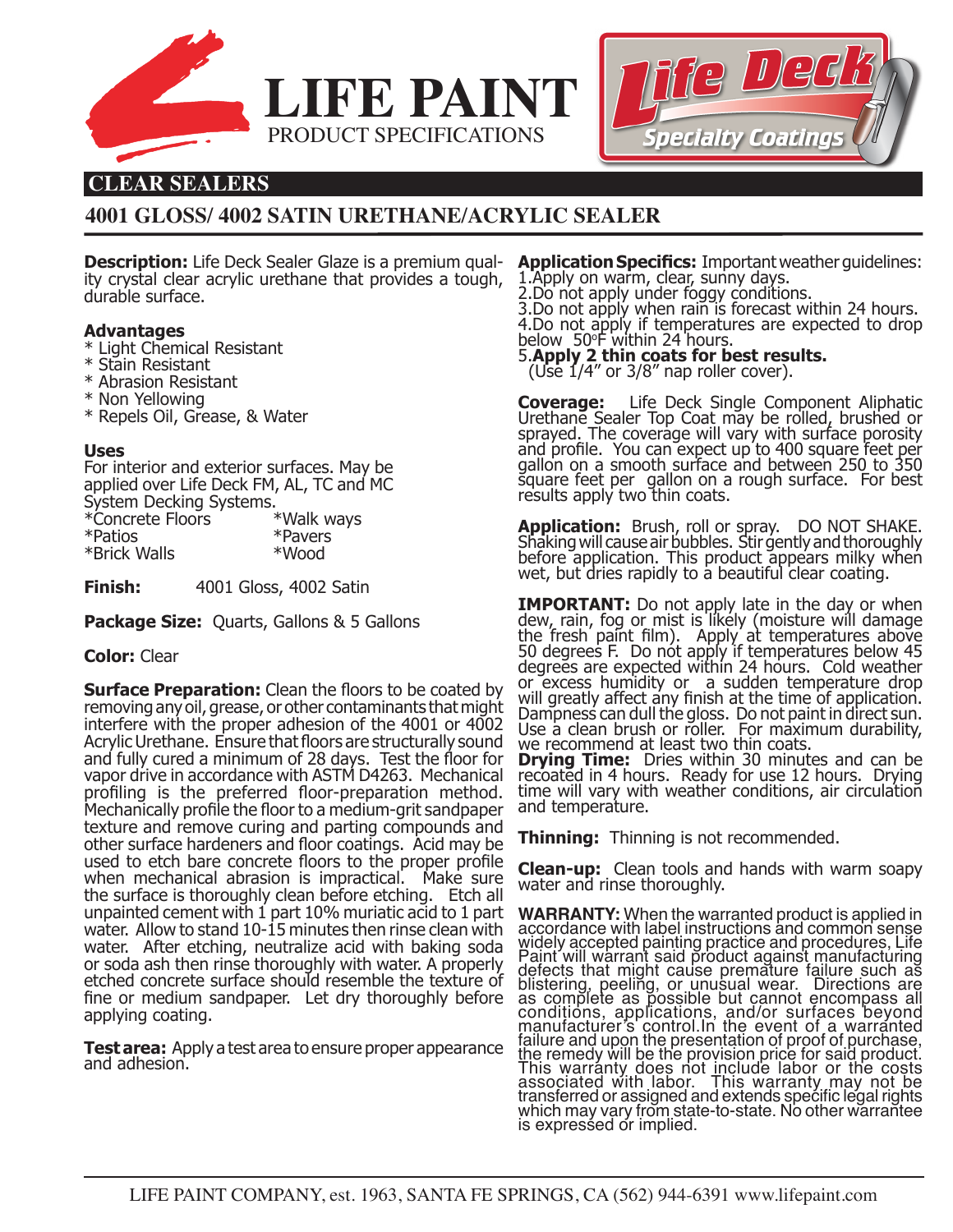# LIFE PAINT

PRODUCT SPECIFICATIONS

Life Deck Specialty Coatings

## CLEAR SEALERS

## 4001 GLOSS/ 4002 SATIN URETHANE/ACRYLIC SEALER

**Description:** Life Deck Sealer Glaze is a premium quality crystal clear acrylic urethane that provides a tough, durable surface.

**Advantages**

* Light Chemical Resistant
* Stain Resistant
* Abrasion Resistant
* Non Yellowing
* Repels Oil, Grease, & Water

**Uses**

For interior and exterior surfaces. May be applied over Life Deck FM, AL, TC and MC System Decking Systems.

| | |
|---|---|
| *Concrete Floors | *Walk ways |
| *Patios | *Pavers |
| *Brick Walls | *Wood |

**Finish:** 4001 Gloss, 4002 Satin

**Package Size:** Quarts, Gallons & 5 Gallons

**Color:** Clear

**Surface Preparation:** Clean the floors to be coated by removing any oil, grease, or other contaminants that might interfere with the proper adhesion of the 4001 or 4002 Acrylic Urethane. Ensure that floors are structurally sound and fully cured a minimum of 28 days. Test the floor for vapor drive in accordance with ASTM D4263. Mechanical profiling is the preferred floor-preparation method. Mechanically profile the floor to a medium-grit sandpaper texture and remove curing and parting compounds and other surface hardeners and floor coatings. Acid may be used to etch bare concrete floors to the proper profile when mechanical abrasion is impractical. Make sure the surface is thoroughly clean before etching. Etch all unpainted cement with 1 part 10% muriatic acid to 1 part water. Allow to stand 10-15 minutes then rinse clean with water. After etching, neutralize acid with baking soda or soda ash then rinse thoroughly with water. A properly etched concrete surface should resemble the texture of fine or medium sandpaper. Let dry thoroughly before applying coating.

**Test area:** Apply a test area to ensure proper appearance and adhesion.

**Application Specifics:** Important weather guidelines:
1. Apply on warm, clear, sunny days.
2. Do not apply under foggy conditions.
3. Do not apply when rain is forecast within 24 hours.
4. Do not apply if temperatures are expected to drop below 50°F within 24 hours.
5. **Apply 2 thin coats for best results.** (Use 1/4" or 3/8" nap roller cover).

**Coverage:** Life Deck Single Component Aliphatic Urethane Sealer Top Coat may be rolled, brushed or sprayed. The coverage will vary with surface porosity and profile. You can expect up to 400 square feet per gallon on a smooth surface and between 250 to 350 square feet per gallon on a rough surface. For best results apply two thin coats.

**Application:** Brush, roll or spray. DO NOT SHAKE. Shaking will cause air bubbles. Stir gently and thoroughly before application. This product appears milky when wet, but dries rapidly to a beautiful clear coating.

**IMPORTANT:** Do not apply late in the day or when dew, rain, fog or mist is likely (moisture will damage the fresh paint film). Apply at temperatures above 50 degrees F. Do not apply if temperatures below 45 degrees are expected within 24 hours. Cold weather or excess humidity or a sudden temperature drop will greatly affect any finish at the time of application. Dampness can dull the gloss. Do not paint in direct sun. Use a clean brush or roller. For maximum durability, we recommend at least two thin coats.

**Drying Time:** Dries within 30 minutes and can be recoated in 4 hours. Ready for use 12 hours. Drying time will vary with weather conditions, air circulation and temperature.

**Thinning:** Thinning is not recommended.

**Clean-up:** Clean tools and hands with warm soapy water and rinse thoroughly.

**WARRANTY:** When the warranted product is applied in accordance with label instructions and common sense widely accepted painting practice and procedures, Life Paint will warrant said product against manufacturing defects that might cause premature failure such as blistering, peeling, or unusual wear. Directions are as complete as possible but cannot encompass all conditions, applications, and/or surfaces beyond manufacturer's control.In the event of a warranted failure and upon the presentation of proof of purchase, the remedy will be the provision price for said product. This warranty does not include labor or the costs associated with labor. This warranty may not be transferred or assigned and extends specific legal rights which may vary from state-to-state. No other warrantee is expressed or implied.

LIFE PAINT COMPANY, est. 1963, SANTA FE SPRINGS, CA (562) 944-6391 www.lifepaint.com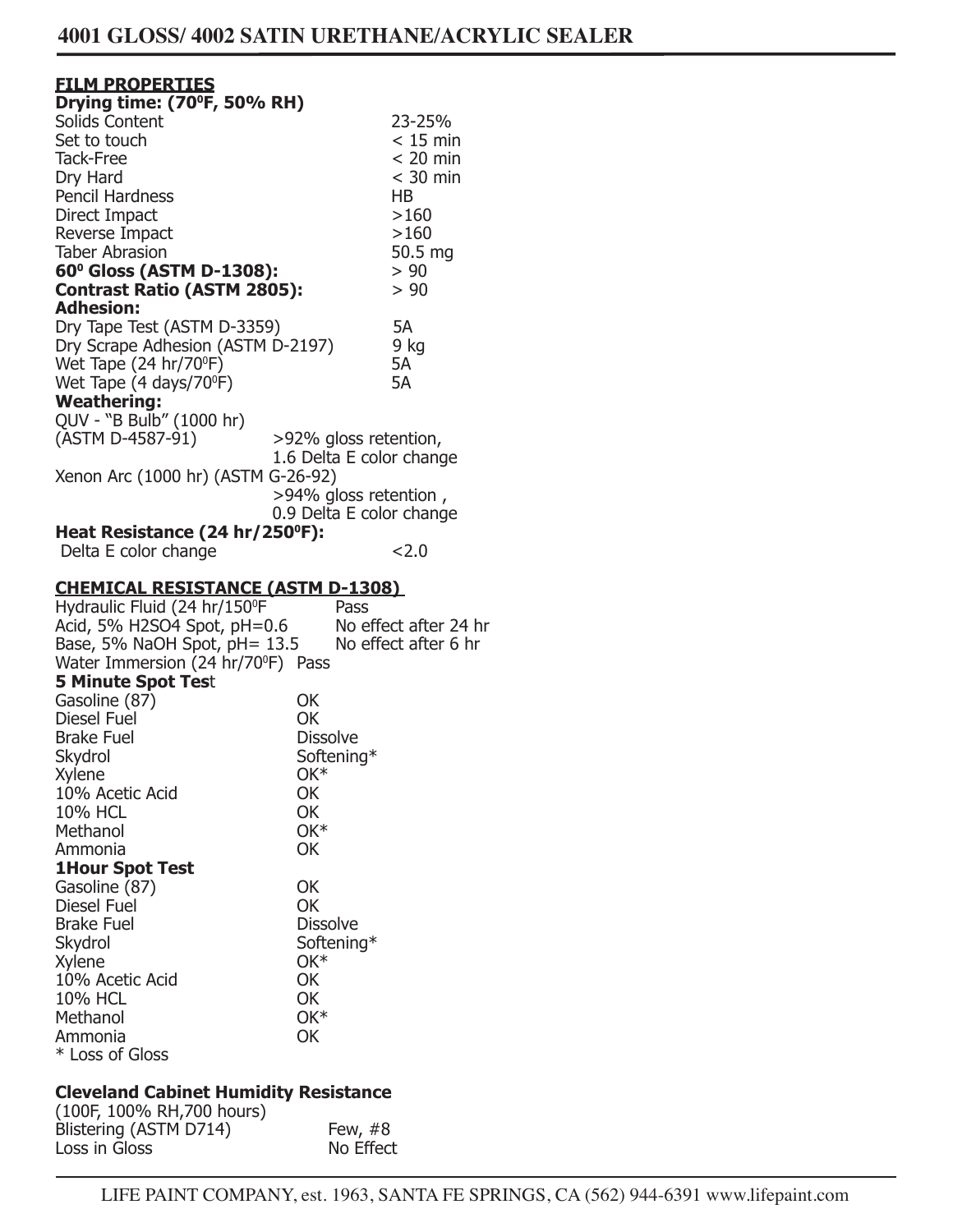# 4001 GLOSS/ 4002 SATIN URETHANE/ACRYLIC SEALER

## FILM PROPERTIES

**Drying time: (70⁰F, 50% RH)**

| | |
|---|---|
| Solids Content | 23-25% |
| Set to touch | < 15 min |
| Tack-Free | < 20 min |
| Dry Hard | < 30 min |
| Pencil Hardness | HB |
| Direct Impact | >160 |
| Reverse Impact | >160 |
| Taber Abrasion | 50.5 mg |
| **60⁰ Gloss (ASTM D-1308):** | > 90 |
| **Contrast Ratio (ASTM 2805):** | > 90 |

**Adhesion:**

| | |
|---|---|
| Dry Tape Test (ASTM D-3359) | 5A |
| Dry Scrape Adhesion (ASTM D-2197) | 9 kg |
| Wet Tape (24 hr/70⁰F) | 5A |
| Wet Tape (4 days/70⁰F) | 5A |

**Weathering:**

QUV - "B Bulb" (1000 hr)
(ASTM D-4587-91) >92% gloss retention, 1.6 Delta E color change

Xenon Arc (1000 hr) (ASTM G-26-92)
>94% gloss retention , 0.9 Delta E color change

**Heat Resistance (24 hr/250⁰F):**

Delta E color change <2.0

## CHEMICAL RESISTANCE (ASTM D-1308)

| | |
|---|---|
| Hydraulic Fluid (24 hr/150⁰F | Pass |
| Acid, 5% H2SO4 Spot, pH=0.6 | No effect after 24 hr |
| Base, 5% NaOH Spot, pH= 13.5 | No effect after 6 hr |
| Water Immersion (24 hr/70⁰F) | Pass |

**5 Minute Spot Test**

| | |
|---|---|
| Gasoline (87) | OK |
| Diesel Fuel | OK |
| Brake Fuel | Dissolve |
| Skydrol | Softening* |
| Xylene | OK* |
| 10% Acetic Acid | OK |
| 10% HCL | OK |
| Methanol | OK* |
| Ammonia | OK |

**1Hour Spot Test**

| | |
|---|---|
| Gasoline (87) | OK |
| Diesel Fuel | OK |
| Brake Fuel | Dissolve |
| Skydrol | Softening* |
| Xylene | OK* |
| 10% Acetic Acid | OK |
| 10% HCL | OK |
| Methanol | OK* |
| Ammonia | OK |

* Loss of Gloss

**Cleveland Cabinet Humidity Resistance**

(100F, 100% RH,700 hours)

| | |
|---|---|
| Blistering (ASTM D714) | Few, #8 |
| Loss in Gloss | No Effect |

LIFE PAINT COMPANY, est. 1963, SANTA FE SPRINGS, CA (562) 944-6391 www.lifepaint.com